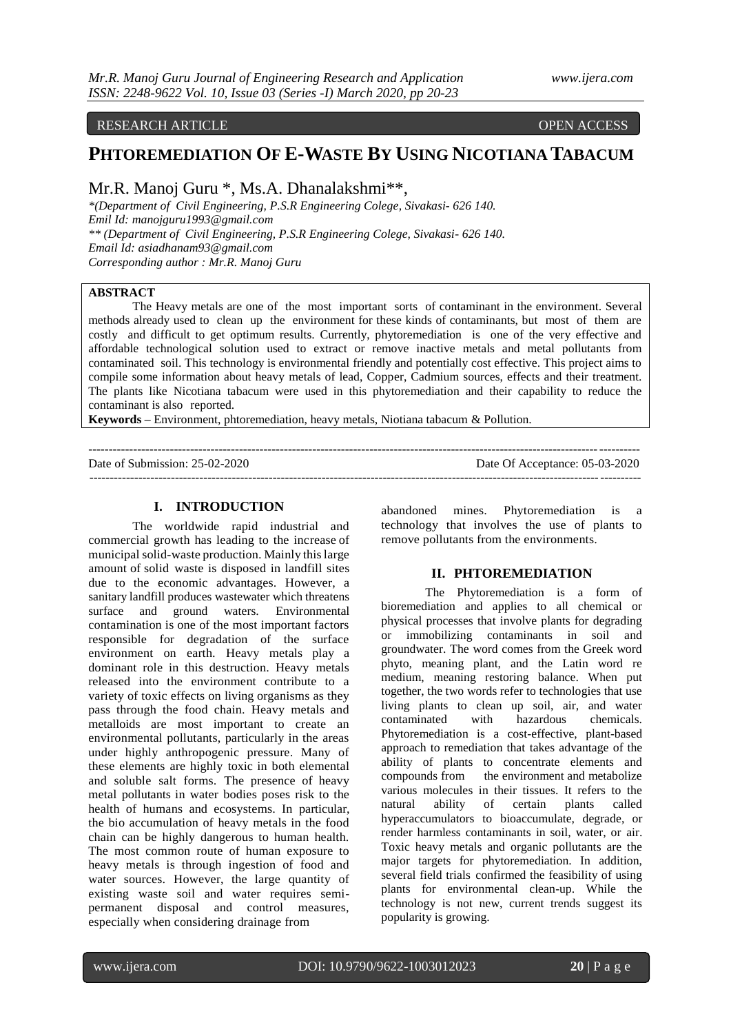RESEARCH ARTICLE OPEN ACCESS

# PHTOREMEDIATION OF E-WASTE BY USING NICOTIANA TABACUM

Mr.R. Manoj Guru *, Ms.A. Dhanalakshmi**,

*\*(Department of Civil Engineering, P.S.R Engineering Colege, Sivakasi- 626 140.*
*Emil Id: manojguru1993@gmail.com*
*\*\* (Department of Civil Engineering, P.S.R Engineering Colege, Sivakasi- 626 140.*
*Email Id: asiadhanam93@gmail.com*
*Corresponding author : Mr.R. Manoj Guru*

**ABSTRACT**

The Heavy metals are one of the most important sorts of contaminant in the environment. Several methods already used to clean up the environment for these kinds of contaminants, but most of them are costly and difficult to get optimum results. Currently, phytoremediation is one of the very effective and affordable technological solution used to extract or remove inactive metals and metal pollutants from contaminated soil. This technology is environmental friendly and potentially cost effective. This project aims to compile some information about heavy metals of lead, Copper, Cadmium sources, effects and their treatment. The plants like Nicotiana tabacum were used in this phytoremediation and their capability to reduce the contaminant is also reported.

**Keywords –** Environment, phtoremediation, heavy metals, Niotiana tabacum & Pollution.

---

Date of Submission: 25-02-2020 Date Of Acceptance: 05-03-2020

---

## I. INTRODUCTION

The worldwide rapid industrial and commercial growth has leading to the increase of municipal solid-waste production. Mainly this large amount of solid waste is disposed in landfill sites due to the economic advantages. However, a sanitary landfill produces wastewater which threatens surface and ground waters. Environmental contamination is one of the most important factors responsible for degradation of the surface environment on earth. Heavy metals play a dominant role in this destruction. Heavy metals released into the environment contribute to a variety of toxic effects on living organisms as they pass through the food chain. Heavy metals and metalloids are most important to create an environmental pollutants, particularly in the areas under highly anthropogenic pressure. Many of these elements are highly toxic in both elemental and soluble salt forms. The presence of heavy metal pollutants in water bodies poses risk to the health of humans and ecosystems. In particular, the bio accumulation of heavy metals in the food chain can be highly dangerous to human health. The most common route of human exposure to heavy metals is through ingestion of food and water sources. However, the large quantity of existing waste soil and water requires semi-permanent disposal and control measures, especially when considering drainage from abandoned mines. Phytoremediation is a technology that involves the use of plants to remove pollutants from the environments.

## II. PHTOREMEDIATION

The Phytoremediation is a form of bioremediation and applies to all chemical or physical processes that involve plants for degrading or immobilizing contaminants in soil and groundwater. The word comes from the Greek word phyto, meaning plant, and the Latin word re medium, meaning restoring balance. When put together, the two words refer to technologies that use living plants to clean up soil, air, and water contaminated with hazardous chemicals. Phytoremediation is a cost-effective, plant-based approach to remediation that takes advantage of the ability of plants to concentrate elements and compounds from the environment and metabolize various molecules in their tissues. It refers to the natural ability of certain plants called hyperaccumulators to bioaccumulate, degrade, or render harmless contaminants in soil, water, or air. Toxic heavy metals and organic pollutants are the major targets for phytoremediation. In addition, several field trials confirmed the feasibility of using plants for environmental clean-up. While the technology is not new, current trends suggest its popularity is growing.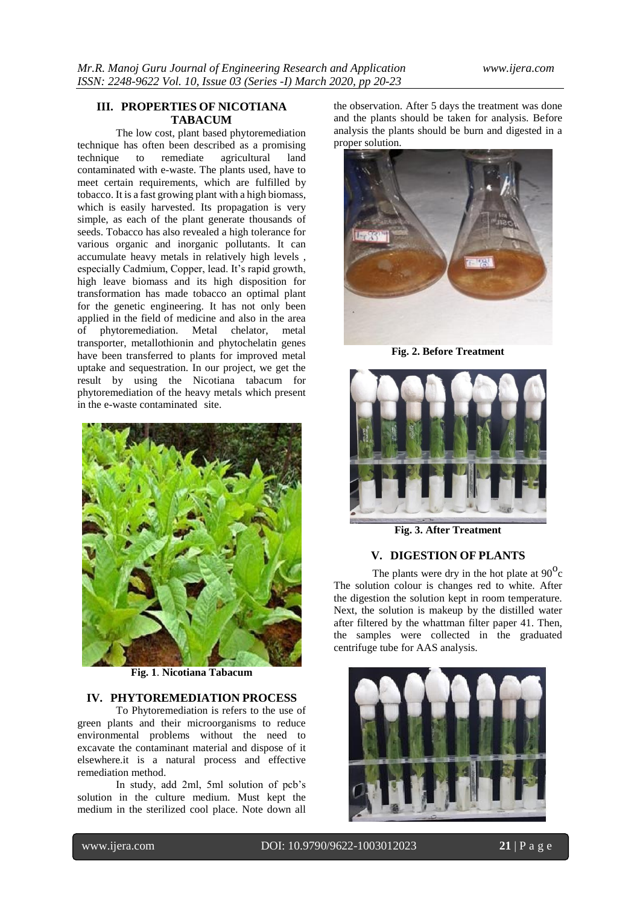## III. PROPERTIES OF NICOTIANA TABACUM

The low cost, plant based phytoremediation technique has often been described as a promising technique to remediate agricultural land contaminated with e-waste. The plants used, have to meet certain requirements, which are fulfilled by tobacco. It is a fast growing plant with a high biomass, which is easily harvested. Its propagation is very simple, as each of the plant generate thousands of seeds. Tobacco has also revealed a high tolerance for various organic and inorganic pollutants. It can accumulate heavy metals in relatively high levels , especially Cadmium, Copper, lead. It's rapid growth, high leave biomass and its high disposition for transformation has made tobacco an optimal plant for the genetic engineering. It has not only been applied in the field of medicine and also in the area of phytoremediation. Metal chelator, metal transporter, metallothionin and phytochelatin genes have been transferred to plants for improved metal uptake and sequestration. In our project, we get the result by using the Nicotiana tabacum for phytoremediation of the heavy metals which present in the e-waste contaminated site.

**Fig. 1**. **Nicotiana Tabacum**

## IV. PHYTOREMEDIATION PROCESS

To Phytoremediation is refers to the use of green plants and their microorganisms to reduce environmental problems without the need to excavate the contaminant material and dispose of it elsewhere.it is a natural process and effective remediation method.

In study, add 2ml, 5ml solution of pcb's solution in the culture medium. Must kept the medium in the sterilized cool place. Note down all the observation. After 5 days the treatment was done and the plants should be taken for analysis. Before analysis the plants should be burn and digested in a proper solution.

**Fig. 2. Before Treatment**

**Fig. 3. After Treatment**

## V. DIGESTION OF PLANTS

The plants were dry in the hot plate at $90^{o}c$ The solution colour is changes red to white. After the digestion the solution kept in room temperature. Next, the solution is makeup by the distilled water after filtered by the whattman filter paper 41. Then, the samples were collected in the graduated centrifuge tube for AAS analysis.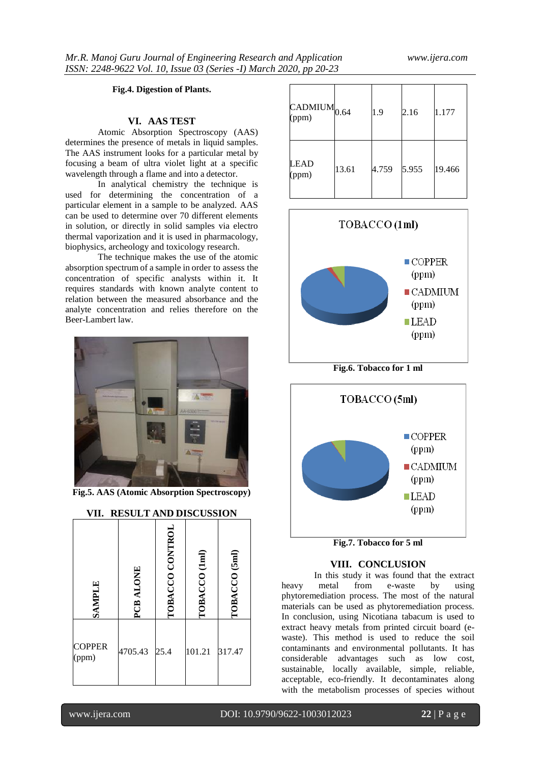**Fig.4. Digestion of Plants.**

## VI. AAS TEST

Atomic Absorption Spectroscopy (AAS) determines the presence of metals in liquid samples. The AAS instrument looks for a particular metal by focusing a beam of ultra violet light at a specific wavelength through a flame and into a detector.

In analytical chemistry the technique is used for determining the concentration of a particular element in a sample to be analyzed. AAS can be used to determine over 70 different elements in solution, or directly in solid samples via electro thermal vaporization and it is used in pharmacology, biophysics, archeology and toxicology research.

The technique makes the use of the atomic absorption spectrum of a sample in order to assess the concentration of specific analysts within it. It requires standards with known analyte content to relation between the measured absorbance and the analyte concentration and relies therefore on the Beer-Lambert law.

**Fig.5. AAS (Atomic Absorption Spectroscopy)**

## VII. RESULT AND DISCUSSION

| SAMPLE | PCB ALONE | TOBACCO CONTROL | TOBACCO (1ml) | TOBACCO (5ml) |
|---|---|---|---|---|
| COPPER (ppm) | 4705.43 | 25.4 | 101.21 | 317.47 |
| CADMIUM (ppm) | 0.64 | 1.9 | 2.16 | 1.177 |
| LEAD (ppm) | 13.61 | 4.759 | 5.955 | 19.466 |

**Fig.6. Tobacco for 1 ml**

**Fig.7. Tobacco for 5 ml**

## VIII. CONCLUSION

In this study it was found that the extract heavy metal from e-waste by using phytoremediation process. The most of the natural materials can be used as phytoremediation process. In conclusion, using Nicotiana tabacum is used to extract heavy metals from printed circuit board (e-waste). This method is used to reduce the soil contaminants and environmental pollutants. It has considerable advantages such as low cost, sustainable, locally available, simple, reliable, acceptable, eco-friendly. It decontaminates along with the metabolism processes of species without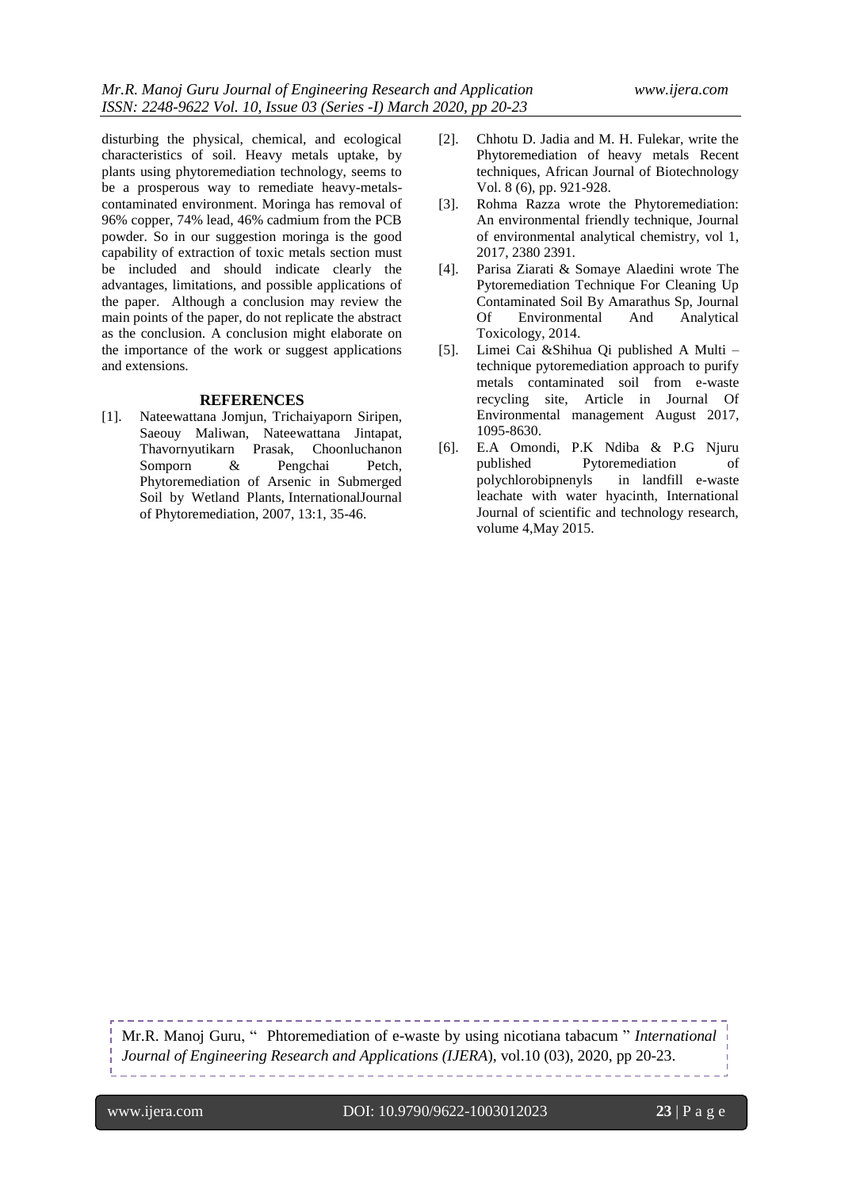disturbing the physical, chemical, and ecological characteristics of soil. Heavy metals uptake, by plants using phytoremediation technology, seems to be a prosperous way to remediate heavy-metals-contaminated environment. Moringa has removal of 96% copper, 74% lead, 46% cadmium from the PCB powder. So in our suggestion moringa is the good capability of extraction of toxic metals section must be included and should indicate clearly the advantages, limitations, and possible applications of the paper. Although a conclusion may review the main points of the paper, do not replicate the abstract as the conclusion. A conclusion might elaborate on the importance of the work or suggest applications and extensions.

## REFERENCES

[1]. Nateewattana Jomjun, Trichaiyaporn Siripen, Saeouy Maliwan, Nateewattana Jintapat, Thavornyutikarn Prasak, Choonluchanon Somporn & Pengchai Petch, Phytoremediation of Arsenic in Submerged Soil by Wetland Plants, InternationalJournal of Phytoremediation, 2007, 13:1, 35-46.

[2]. Chhotu D. Jadia and M. H. Fulekar, write the Phytoremediation of heavy metals Recent techniques, African Journal of Biotechnology Vol. 8 (6), pp. 921-928.

[3]. Rohma Razza wrote the Phytoremediation: An environmental friendly technique, Journal of environmental analytical chemistry, vol 1, 2017, 2380 2391.

[4]. Parisa Ziarati & Somaye Alaedini wrote The Pytoremediation Technique For Cleaning Up Contaminated Soil By Amarathus Sp, Journal Of Environmental And Analytical Toxicology, 2014.

[5]. Limei Cai &Shihua Qi published A Multi – technique pytoremediation approach to purify metals contaminated soil from e-waste recycling site, Article in Journal Of Environmental management August 2017, 1095-8630.

[6]. E.A Omondi, P.K Ndiba & P.G Njuru published Pytoremediation of polychlorobipnenyls in landfill e-waste leachate with water hyacinth, International Journal of scientific and technology research, volume 4,May 2015.

Mr.R. Manoj Guru, " Phtoremediation of e-waste by using nicotiana tabacum " *International Journal of Engineering Research and Applications (IJERA*), vol.10 (03), 2020, pp 20-23.